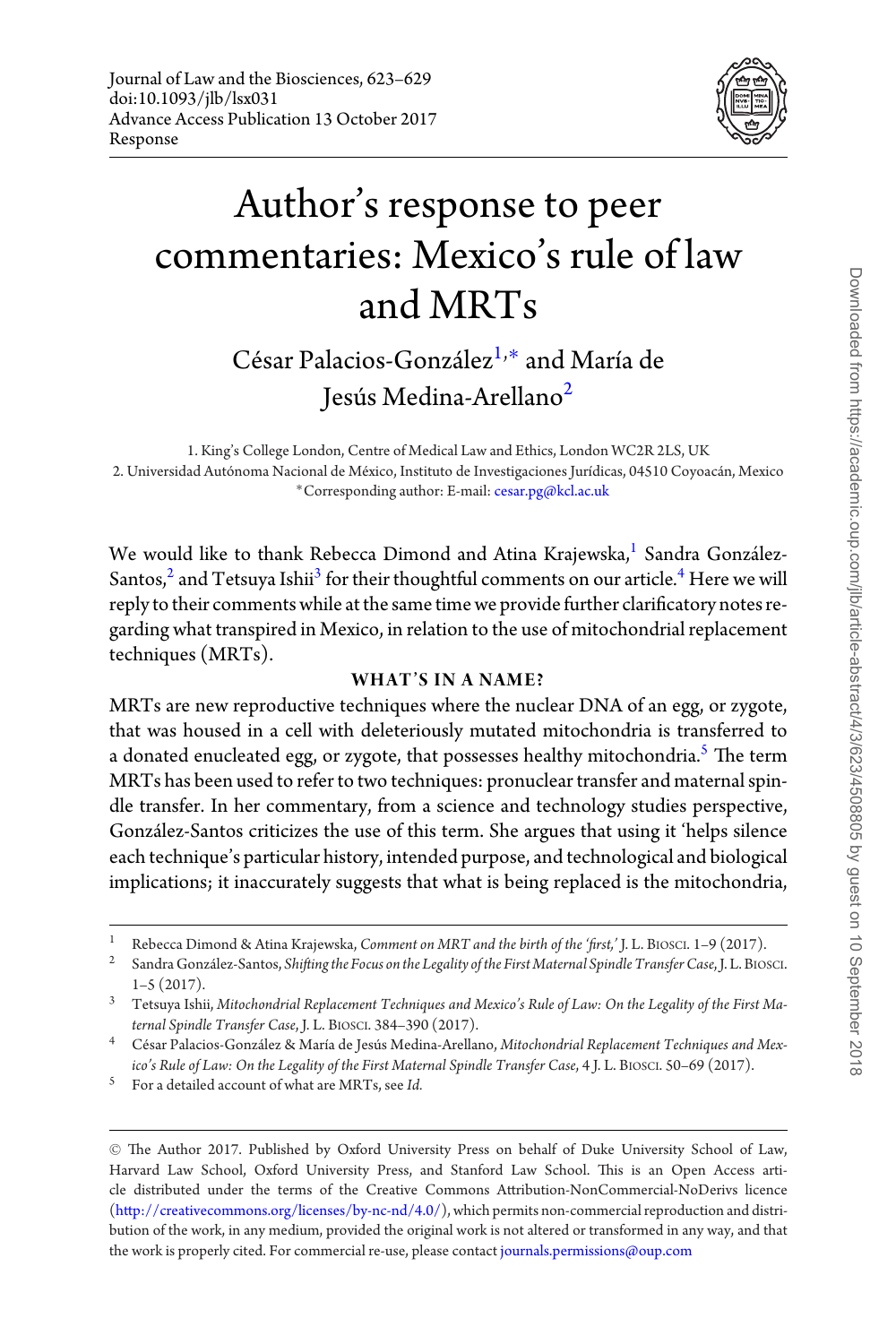Journal of Law and the Biosciences, 623–629
doi:10.1093/jlb/lsx031
Advance Access Publication 13 October 2017
Response

# Author's response to peer commentaries: Mexico's rule of law and MRTs

César Palacios-González[1,*] and María de Jesús Medina-Arellano[2]

1. King's College London, Centre of Medical Law and Ethics, London WC2R 2LS, UK
2. Universidad Autónoma Nacional de México, Instituto de Investigaciones Jurídicas, 04510 Coyoacán, Mexico
*Corresponding author: E-mail: cesar.pg@kcl.ac.uk

We would like to thank Rebecca Dimond and Atina Krajewska,[1] Sandra González-Santos,[2] and Tetsuya Ishii[3] for their thoughtful comments on our article.[4] Here we will reply to their comments while at the same time we provide further clarificatory notes regarding what transpired in Mexico, in relation to the use of mitochondrial replacement techniques (MRTs).

## WHAT'S IN A NAME?

MRTs are new reproductive techniques where the nuclear DNA of an egg, or zygote, that was housed in a cell with deleteriously mutated mitochondria is transferred to a donated enucleated egg, or zygote, that possesses healthy mitochondria.[5] The term MRTs has been used to refer to two techniques: pronuclear transfer and maternal spindle transfer. In her commentary, from a science and technology studies perspective, González-Santos criticizes the use of this term. She argues that using it 'helps silence each technique's particular history, intended purpose, and technological and biological implications; it inaccurately suggests that what is being replaced is the mitochondria,

---

1 Rebecca Dimond & Atina Krajewska, *Comment on MRT and the birth of the 'first,'* J. L. Biosci. 1–9 (2017).

2 Sandra González-Santos, *Shifting the Focus on the Legality of the First Maternal Spindle Transfer Case*, J. L. Biosci. 1–5 (2017).

3 Tetsuya Ishii, *Mitochondrial Replacement Techniques and Mexico's Rule of Law: On the Legality of the First Maternal Spindle Transfer Case*, J. L. Biosci. 384–390 (2017).

4 César Palacios-González & María de Jesús Medina-Arellano, *Mitochondrial Replacement Techniques and Mexico's Rule of Law: On the Legality of the First Maternal Spindle Transfer Case*, 4 J. L. Biosci. 50–69 (2017).

5 For a detailed account of what are MRTs, see *Id.*

© The Author 2017. Published by Oxford University Press on behalf of Duke University School of Law, Harvard Law School, Oxford University Press, and Stanford Law School. This is an Open Access article distributed under the terms of the Creative Commons Attribution-NonCommercial-NoDerivs licence (http://creativecommons.org/licenses/by-nc-nd/4.0/), which permits non-commercial reproduction and distribution of the work, in any medium, provided the original work is not altered or transformed in any way, and that the work is properly cited. For commercial re-use, please contact journals.permissions@oup.com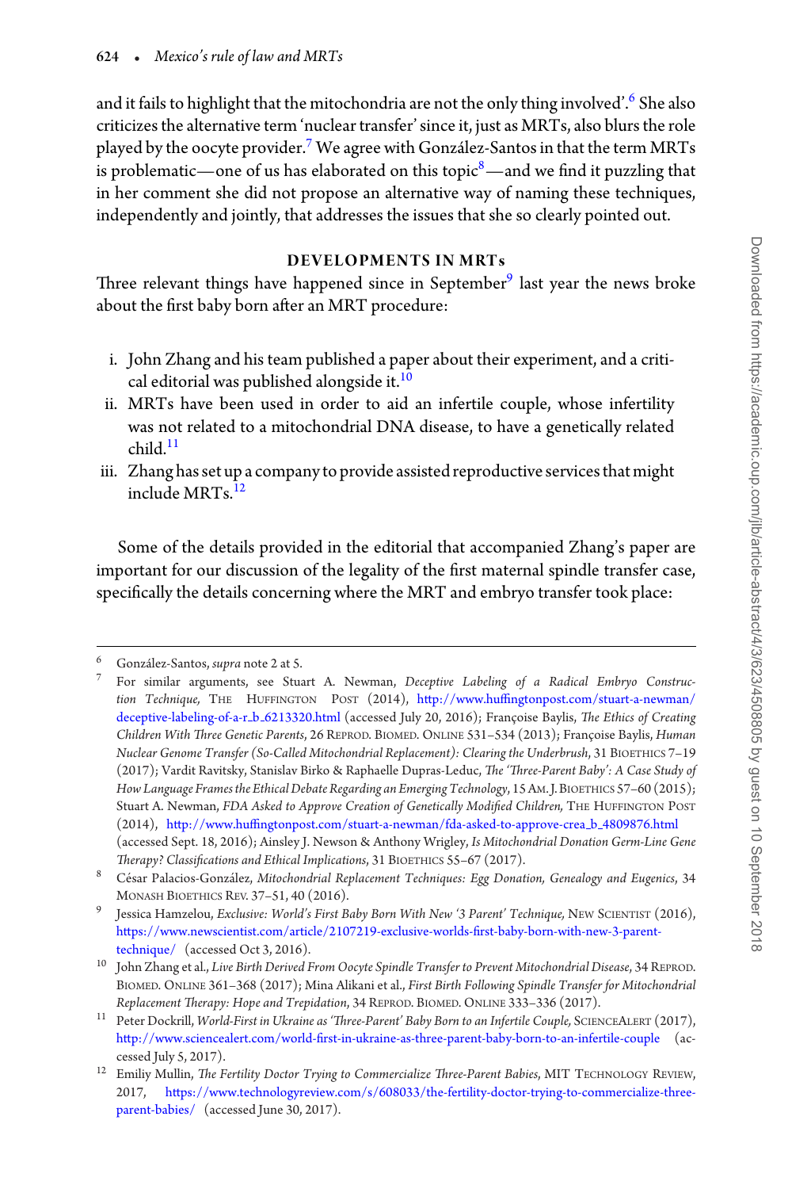and it fails to highlight that the mitochondria are not the only thing involved'.[6] She also criticizes the alternative term 'nuclear transfer' since it, just as MRTs, also blurs the role played by the oocyte provider.[7] We agree with González-Santos in that the term MRTs is problematic—one of us has elaborated on this topic[8]—and we find it puzzling that in her comment she did not propose an alternative way of naming these techniques, independently and jointly, that addresses the issues that she so clearly pointed out.

## DEVELOPMENTS IN MRTs

Three relevant things have happened since in September[9] last year the news broke about the first baby born after an MRT procedure:

i. John Zhang and his team published a paper about their experiment, and a critical editorial was published alongside it.[10]
ii. MRTs have been used in order to aid an infertile couple, whose infertility was not related to a mitochondrial DNA disease, to have a genetically related child.[11]
iii. Zhang has set up a company to provide assisted reproductive services that might include MRTs.[12]

Some of the details provided in the editorial that accompanied Zhang's paper are important for our discussion of the legality of the first maternal spindle transfer case, specifically the details concerning where the MRT and embryo transfer took place:

---

6 González-Santos, *supra* note 2 at 5.

7 For similar arguments, see Stuart A. Newman, *Deceptive Labeling of a Radical Embryo Construction Technique,* The Huffington Post (2014), http://www.huffingtonpost.com/stuart-a-newman/deceptive-labeling-of-a-r_b_6213320.html (accessed July 20, 2016); Françoise Baylis, *The Ethics of Creating Children With Three Genetic Parents*, 26 Reprod. Biomed. Online 531–534 (2013); Françoise Baylis, *Human Nuclear Genome Transfer (So-Called Mitochondrial Replacement): Clearing the Underbrush*, 31 Bioethics 7–19 (2017); Vardit Ravitsky, Stanislav Birko & Raphaelle Dupras-Leduc, *The 'Three-Parent Baby': A Case Study of How Language Frames the Ethical Debate Regarding an Emerging Technology*, 15 Am. J. Bioethics 57–60 (2015); Stuart A. Newman, *FDA Asked to Approve Creation of Genetically Modified Children,* The Huffington Post (2014), http://www.huffingtonpost.com/stuart-a-newman/fda-asked-to-approve-crea_b_4809876.html (accessed Sept. 18, 2016); Ainsley J. Newson & Anthony Wrigley, *Is Mitochondrial Donation Germ-Line Gene Therapy? Classifications and Ethical Implications*, 31 Bioethics 55–67 (2017).

8 César Palacios-González, *Mitochondrial Replacement Techniques: Egg Donation, Genealogy and Eugenics*, 34 Monash Bioethics Rev. 37–51, 40 (2016).

9 Jessica Hamzelou, *Exclusive: World's First Baby Born With New '3 Parent' Technique,* New Scientist (2016), https://www.newscientist.com/article/2107219-exclusive-worlds-first-baby-born-with-new-3-parent-technique/ (accessed Oct 3, 2016).

10 John Zhang et al., *Live Birth Derived From Oocyte Spindle Transfer to Prevent Mitochondrial Disease*, 34 Reprod. Biomed. Online 361–368 (2017); Mina Alikani et al., *First Birth Following Spindle Transfer for Mitochondrial Replacement Therapy: Hope and Trepidation*, 34 Reprod. Biomed. Online 333–336 (2017).

11 Peter Dockrill, *World-First in Ukraine as 'Three-Parent' Baby Born to an Infertile Couple,* ScienceAlert (2017), http://www.sciencealert.com/world-first-in-ukraine-as-three-parent-baby-born-to-an-infertile-couple (accessed July 5, 2017).

12 Emiliy Mullin, *The Fertility Doctor Trying to Commercialize Three-Parent Babies*, MIT Technology Review, 2017, https://www.technologyreview.com/s/608033/the-fertility-doctor-trying-to-commercialize-three-parent-babies/ (accessed June 30, 2017).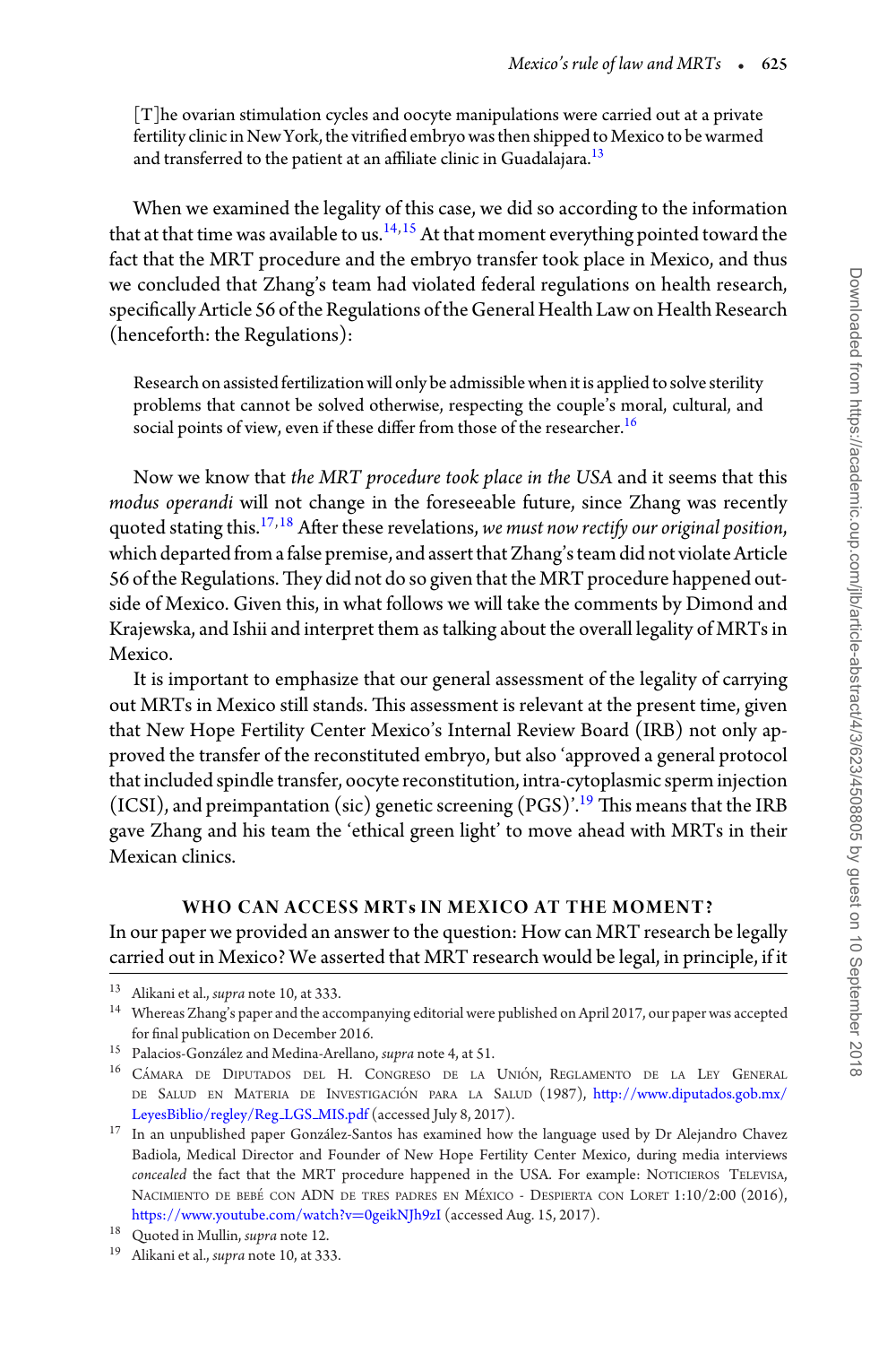> [T]he ovarian stimulation cycles and oocyte manipulations were carried out at a private fertility clinic in New York, the vitrified embryo was then shipped to Mexico to be warmed and transferred to the patient at an affiliate clinic in Guadalajara.[13]

When we examined the legality of this case, we did so according to the information that at that time was available to us.[14,15] At that moment everything pointed toward the fact that the MRT procedure and the embryo transfer took place in Mexico, and thus we concluded that Zhang's team had violated federal regulations on health research, specifically Article 56 of the Regulations of the General Health Law on Health Research (henceforth: the Regulations):

> Research on assisted fertilization will only be admissible when it is applied to solve sterility problems that cannot be solved otherwise, respecting the couple's moral, cultural, and social points of view, even if these differ from those of the researcher.[16]

Now we know that *the MRT procedure took place in the USA* and it seems that this *modus operandi* will not change in the foreseeable future, since Zhang was recently quoted stating this.[17,18] After these revelations, *we must now rectify our original position*, which departed from a false premise, and assert that Zhang's team did not violate Article 56 of the Regulations. They did not do so given that the MRT procedure happened outside of Mexico. Given this, in what follows we will take the comments by Dimond and Krajewska, and Ishii and interpret them as talking about the overall legality of MRTs in Mexico.

It is important to emphasize that our general assessment of the legality of carrying out MRTs in Mexico still stands. This assessment is relevant at the present time, given that New Hope Fertility Center Mexico's Internal Review Board (IRB) not only approved the transfer of the reconstituted embryo, but also 'approved a general protocol that included spindle transfer, oocyte reconstitution, intra-cytoplasmic sperm injection (ICSI), and preimplantation (sic) genetic screening (PGS)'.[19] This means that the IRB gave Zhang and his team the 'ethical green light' to move ahead with MRTs in their Mexican clinics.

## WHO CAN ACCESS MRTs IN MEXICO AT THE MOMENT?

In our paper we provided an answer to the question: How can MRT research be legally carried out in Mexico? We asserted that MRT research would be legal, in principle, if it

---

[13] Alikani et al., *supra* note 10, at 333.

[14] Whereas Zhang's paper and the accompanying editorial were published on April 2017, our paper was accepted for final publication on December 2016.

[15] Palacios-González and Medina-Arellano, *supra* note 4, at 51.

[16] Cámara de Diputados del H. Congreso de la Unión, Reglamento de la Ley General de Salud en Materia de Investigación para la Salud (1987), http://www.diputados.gob.mx/LeyesBiblio/regley/Reg_LGS_MIS.pdf (accessed July 8, 2017).

[17] In an unpublished paper González-Santos has examined how the language used by Dr Alejandro Chavez Badiola, Medical Director and Founder of New Hope Fertility Center Mexico, during media interviews *concealed* the fact that the MRT procedure happened in the USA. For example: Noticieros Televisa, Nacimiento de bebé con ADN de tres padres en México - Despierta con Loret 1:10/2:00 (2016), https://www.youtube.com/watch?v=0geikNJh9zI (accessed Aug. 15, 2017).

[18] Quoted in Mullin, *supra* note 12.

[19] Alikani et al., *supra* note 10, at 333.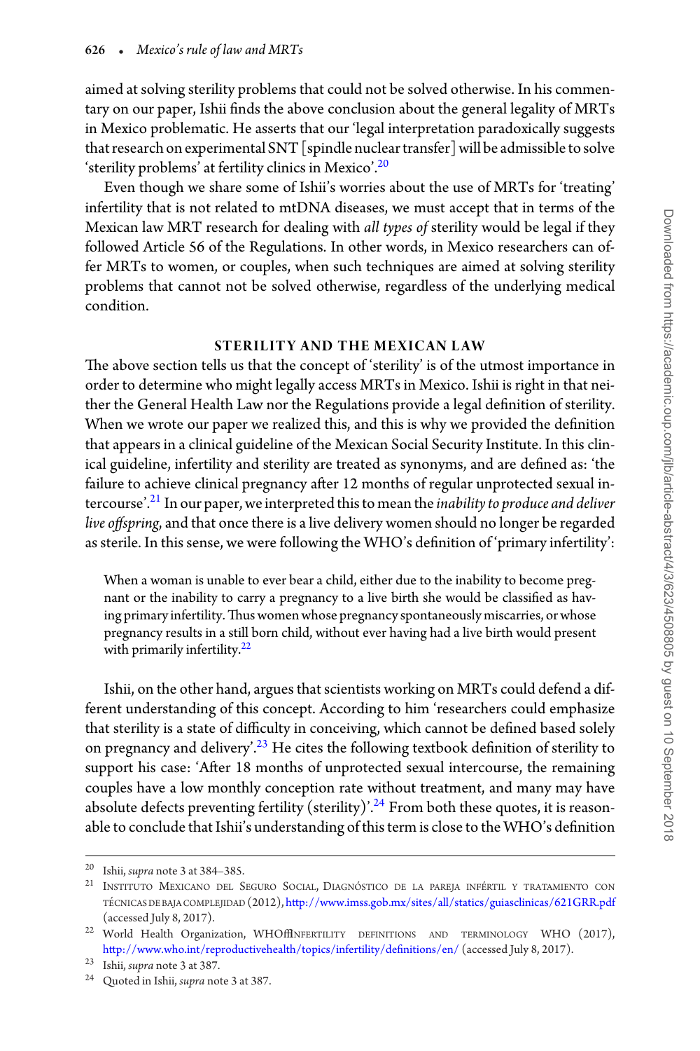aimed at solving sterility problems that could not be solved otherwise. In his commentary on our paper, Ishii finds the above conclusion about the general legality of MRTs in Mexico problematic. He asserts that our 'legal interpretation paradoxically suggests that research on experimental SNT [spindle nuclear transfer] will be admissible to solve 'sterility problems' at fertility clinics in Mexico'.[20]

Even though we share some of Ishii's worries about the use of MRTs for 'treating' infertility that is not related to mtDNA diseases, we must accept that in terms of the Mexican law MRT research for dealing with *all types of* sterility would be legal if they followed Article 56 of the Regulations. In other words, in Mexico researchers can offer MRTs to women, or couples, when such techniques are aimed at solving sterility problems that cannot not be solved otherwise, regardless of the underlying medical condition.

## STERILITY AND THE MEXICAN LAW

The above section tells us that the concept of 'sterility' is of the utmost importance in order to determine who might legally access MRTs in Mexico. Ishii is right in that neither the General Health Law nor the Regulations provide a legal definition of sterility. When we wrote our paper we realized this, and this is why we provided the definition that appears in a clinical guideline of the Mexican Social Security Institute. In this clinical guideline, infertility and sterility are treated as synonyms, and are defined as: 'the failure to achieve clinical pregnancy after 12 months of regular unprotected sexual intercourse'.[21] In our paper, we interpreted this to mean the *inability to produce and deliver live offspring*, and that once there is a live delivery women should no longer be regarded as sterile. In this sense, we were following the WHO's definition of 'primary infertility':

> When a woman is unable to ever bear a child, either due to the inability to become pregnant or the inability to carry a pregnancy to a live birth she would be classified as having primary infertility. Thus women whose pregnancy spontaneously miscarries, or whose pregnancy results in a still born child, without ever having had a live birth would present with primarily infertility.[22]

Ishii, on the other hand, argues that scientists working on MRTs could defend a different understanding of this concept. According to him 'researchers could emphasize that sterility is a state of difficulty in conceiving, which cannot be defined based solely on pregnancy and delivery'.[23] He cites the following textbook definition of sterility to support his case: 'After 18 months of unprotected sexual intercourse, the remaining couples have a low monthly conception rate without treatment, and many may have absolute defects preventing fertility (sterility)'.[24] From both these quotes, it is reasonable to conclude that Ishii's understanding of this term is close to the WHO's definition

---

[20] Ishii, *supra* note 3 at 384–385.

[21] Instituto Mexicano del Seguro Social, Diagnóstico de la pareja infértil y tratamiento con técnicas de baja complejidad (2012), http://www.imss.gob.mx/sites/all/statics/guiasclinicas/621GRR.pdf (accessed July 8, 2017).

[22] World Health Organization, WHOInfertility definitions and terminology WHO (2017), http://www.who.int/reproductivehealth/topics/infertility/definitions/en/ (accessed July 8, 2017).

[23] Ishii, *supra* note 3 at 387.

[24] Quoted in Ishii, *supra* note 3 at 387.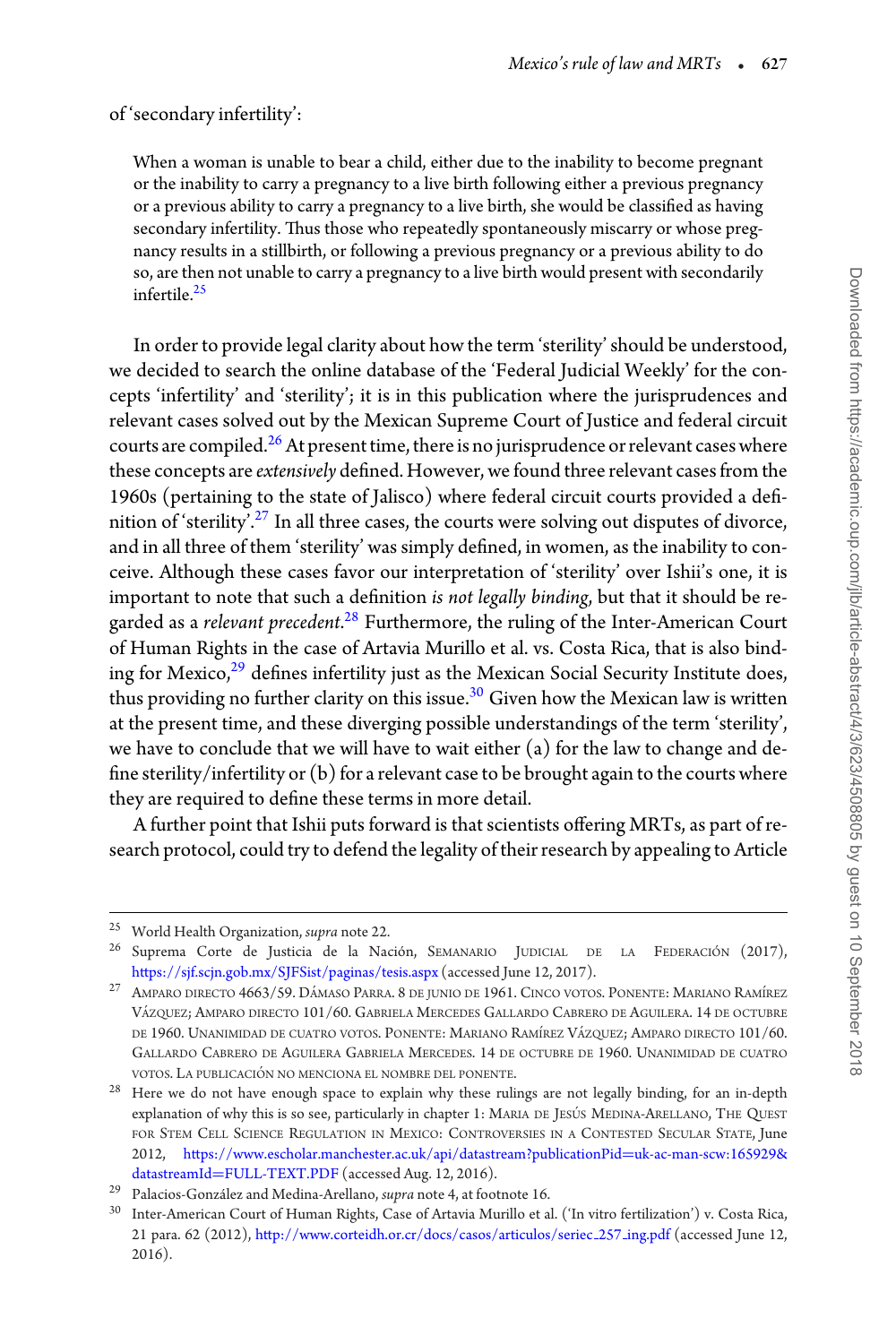of 'secondary infertility':

> When a woman is unable to bear a child, either due to the inability to become pregnant or the inability to carry a pregnancy to a live birth following either a previous pregnancy or a previous ability to carry a pregnancy to a live birth, she would be classified as having secondary infertility. Thus those who repeatedly spontaneously miscarry or whose pregnancy results in a stillbirth, or following a previous pregnancy or a previous ability to do so, are then not unable to carry a pregnancy to a live birth would present with secondarily infertile.[25]

In order to provide legal clarity about how the term 'sterility' should be understood, we decided to search the online database of the 'Federal Judicial Weekly' for the concepts 'infertility' and 'sterility'; it is in this publication where the jurisprudences and relevant cases solved out by the Mexican Supreme Court of Justice and federal circuit courts are compiled.[26] At present time, there is no jurisprudence or relevant cases where these concepts are *extensively* defined. However, we found three relevant cases from the 1960s (pertaining to the state of Jalisco) where federal circuit courts provided a definition of 'sterility'.[27] In all three cases, the courts were solving out disputes of divorce, and in all three of them 'sterility' was simply defined, in women, as the inability to conceive. Although these cases favor our interpretation of 'sterility' over Ishii's one, it is important to note that such a definition *is not legally binding*, but that it should be regarded as a *relevant precedent*.[28] Furthermore, the ruling of the Inter-American Court of Human Rights in the case of Artavia Murillo et al. vs. Costa Rica, that is also binding for Mexico,[29] defines infertility just as the Mexican Social Security Institute does, thus providing no further clarity on this issue.[30] Given how the Mexican law is written at the present time, and these diverging possible understandings of the term 'sterility', we have to conclude that we will have to wait either (a) for the law to change and define sterility/infertility or (b) for a relevant case to be brought again to the courts where they are required to define these terms in more detail.

A further point that Ishii puts forward is that scientists offering MRTs, as part of research protocol, could try to defend the legality of their research by appealing to Article

---

[25] World Health Organization, *supra* note 22.

[26] Suprema Corte de Justicia de la Nación, Semanario Judicial de la Federación (2017), https://sjf.scjn.gob.mx/SJFSist/paginas/tesis.aspx (accessed June 12, 2017).

[27] Amparo directo 4663/59. Dámaso Parra. 8 de junio de 1961. Cinco votos. Ponente: Mariano Ramírez Vázquez; Amparo directo 101/60. Gabriela Mercedes Gallardo Cabrero de Aguilera. 14 de octubre de 1960. Unanimidad de cuatro votos. Ponente: Mariano Ramírez Vázquez; Amparo directo 101/60. Gallardo Cabrero de Aguilera Gabriela Mercedes. 14 de octubre de 1960. Unanimidad de cuatro votos. La publicación no menciona el nombre del ponente.

[28] Here we do not have enough space to explain why these rulings are not legally binding, for an in-depth explanation of why this is so see, particularly in chapter 1: Maria de Jesús Medina-Arellano, The Quest for Stem Cell Science Regulation in Mexico: Controversies in a Contested Secular State, June 2012, https://www.escholar.manchester.ac.uk/api/datastream?publicationPid=uk-ac-man-scw:165929&datastreamId=FULL-TEXT.PDF (accessed Aug. 12, 2016).

[29] Palacios-González and Medina-Arellano, *supra* note 4, at footnote 16.

[30] Inter-American Court of Human Rights, Case of Artavia Murillo et al. ('In vitro fertilization') v. Costa Rica, 21 para. 62 (2012), http://www.corteidh.or.cr/docs/casos/articulos/seriec_257_ing.pdf (accessed June 12, 2016).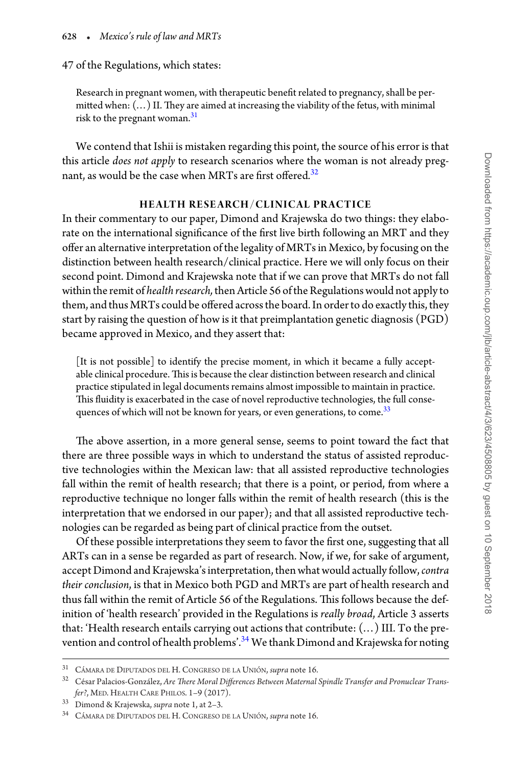47 of the Regulations, which states:

> Research in pregnant women, with therapeutic benefit related to pregnancy, shall be permitted when: (…) II. They are aimed at increasing the viability of the fetus, with minimal risk to the pregnant woman.[31]

We contend that Ishii is mistaken regarding this point, the source of his error is that this article *does not apply* to research scenarios where the woman is not already pregnant, as would be the case when MRTs are first offered.[32]

## HEALTH RESEARCH/CLINICAL PRACTICE

In their commentary to our paper, Dimond and Krajewska do two things: they elaborate on the international significance of the first live birth following an MRT and they offer an alternative interpretation of the legality of MRTs in Mexico, by focusing on the distinction between health research/clinical practice. Here we will only focus on their second point. Dimond and Krajewska note that if we can prove that MRTs do not fall within the remit of *health research,* then Article 56 of the Regulations would not apply to them, and thus MRTs could be offered across the board. In order to do exactly this, they start by raising the question of how is it that preimplantation genetic diagnosis (PGD) became approved in Mexico, and they assert that:

> [It is not possible] to identify the precise moment, in which it became a fully acceptable clinical procedure. This is because the clear distinction between research and clinical practice stipulated in legal documents remains almost impossible to maintain in practice. This fluidity is exacerbated in the case of novel reproductive technologies, the full consequences of which will not be known for years, or even generations, to come.[33]

The above assertion, in a more general sense, seems to point toward the fact that there are three possible ways in which to understand the status of assisted reproductive technologies within the Mexican law: that all assisted reproductive technologies fall within the remit of health research; that there is a point, or period, from where a reproductive technique no longer falls within the remit of health research (this is the interpretation that we endorsed in our paper); and that all assisted reproductive technologies can be regarded as being part of clinical practice from the outset.

Of these possible interpretations they seem to favor the first one, suggesting that all ARTs can in a sense be regarded as part of research. Now, if we, for sake of argument, accept Dimond and Krajewska's interpretation, then what would actually follow, *contra their conclusion*, is that in Mexico both PGD and MRTs are part of health research and thus fall within the remit of Article 56 of the Regulations. This follows because the definition of 'health research' provided in the Regulations is *really broad*, Article 3 asserts that: 'Health research entails carrying out actions that contribute: (…) III. To the prevention and control of health problems'.[34] We thank Dimond and Krajewska for noting

---

[31] Cámara de Diputados del H. Congreso de la Unión, *supra* note 16.

[32] César Palacios-González, *Are There Moral Differences Between Maternal Spindle Transfer and Pronuclear Transfer?*, Med. Health Care Philos. 1–9 (2017).

[33] Dimond & Krajewska, *supra* note 1, at 2–3.

[34] Cámara de Diputados del H. Congreso de la Unión, *supra* note 16.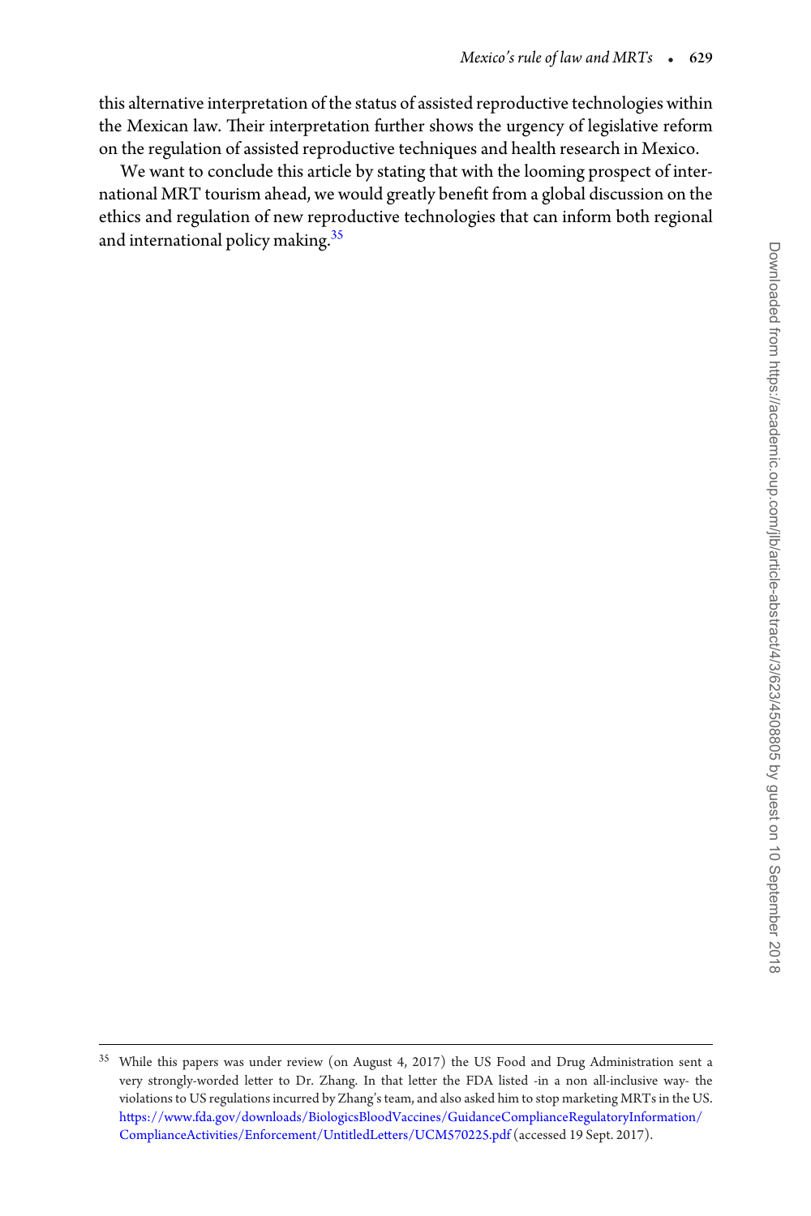this alternative interpretation of the status of assisted reproductive technologies within the Mexican law. Their interpretation further shows the urgency of legislative reform on the regulation of assisted reproductive techniques and health research in Mexico.

We want to conclude this article by stating that with the looming prospect of international MRT tourism ahead, we would greatly benefit from a global discussion on the ethics and regulation of new reproductive technologies that can inform both regional and international policy making.[35]

---

[35] While this papers was under review (on August 4, 2017) the US Food and Drug Administration sent a very strongly-worded letter to Dr. Zhang. In that letter the FDA listed -in a non all-inclusive way- the violations to US regulations incurred by Zhang's team, and also asked him to stop marketing MRTs in the US. https://www.fda.gov/downloads/BiologicsBloodVaccines/GuidanceComplianceRegulatoryInformation/ComplianceActivities/Enforcement/UntitledLetters/UCM570225.pdf (accessed 19 Sept. 2017).